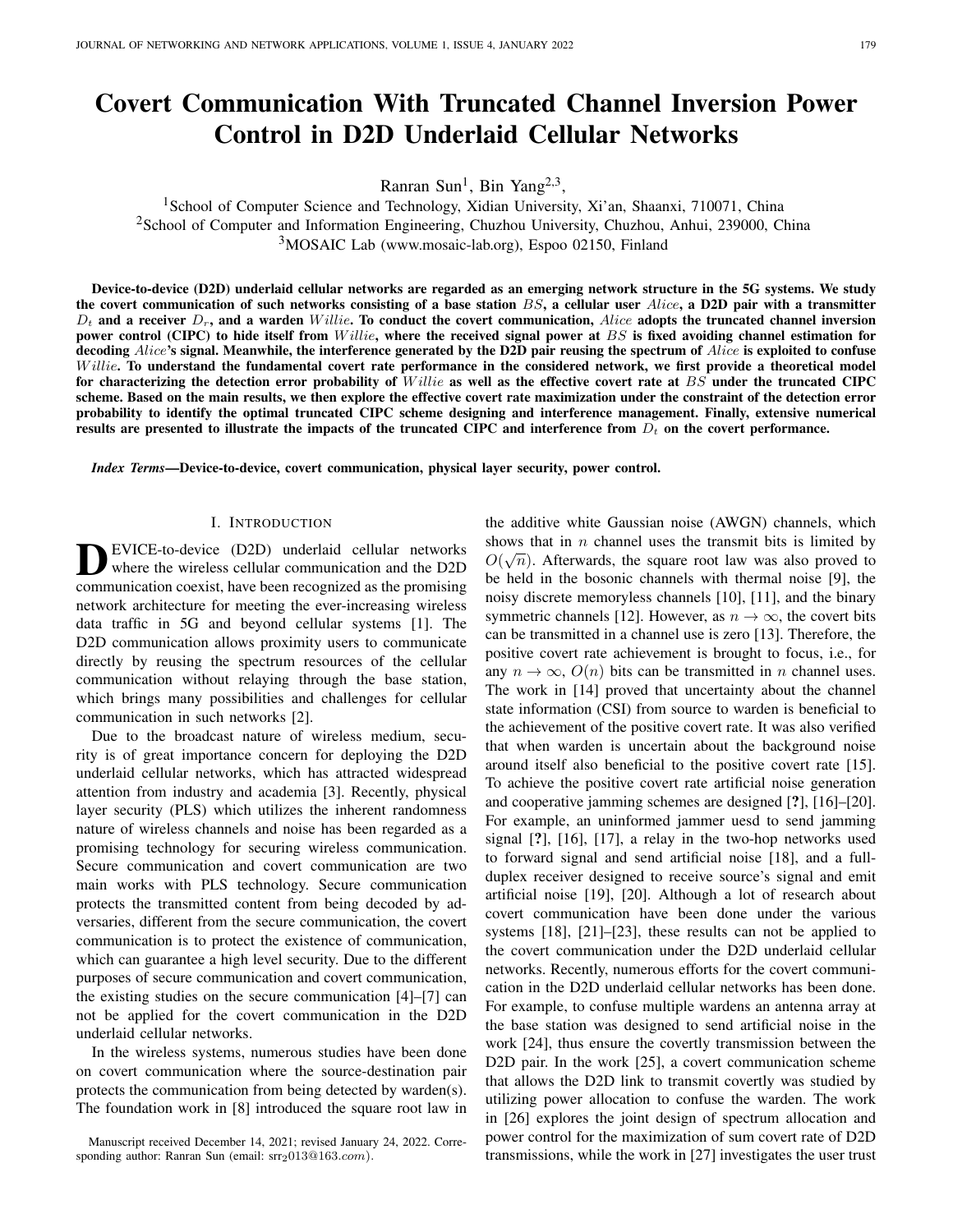# Covert Communication With Truncated Channel Inversion Power Control in D2D Underlaid Cellular Networks

Ranran Sun[1], Bin Yang[2,3],

[1]School of Computer Science and Technology, Xidian University, Xi'an, Shaanxi, 710071, China
[2]School of Computer and Information Engineering, Chuzhou University, Chuzhou, Anhui, 239000, China
[3]MOSAIC Lab (www.mosaic-lab.org), Espoo 02150, Finland

**Device-to-device (D2D) underlaid cellular networks are regarded as an emerging network structure in the 5G systems. We study the covert communication of such networks consisting of a base station $BS$, a cellular user $Alice$, a D2D pair with a transmitter $D_t$ and a receiver $D_r$, and a warden $Willie$. To conduct the covert communication, $Alice$ adopts the truncated channel inversion power control (CIPC) to hide itself from $Willie$, where the received signal power at $BS$ is fixed avoiding channel estimation for decoding $Alice$'s signal. Meanwhile, the interference generated by the D2D pair reusing the spectrum of $Alice$ is exploited to confuse $Willie$. To understand the fundamental covert rate performance in the considered network, we first provide a theoretical model for characterizing the detection error probability of $Willie$ as well as the effective covert rate at $BS$ under the truncated CIPC scheme. Based on the main results, we then explore the effective covert rate maximization under the constraint of the detection error probability to identify the optimal truncated CIPC scheme designing and interference management. Finally, extensive numerical results are presented to illustrate the impacts of the truncated CIPC and interference from $D_t$ on the covert performance.**

***Index Terms*—Device-to-device, covert communication, physical layer security, power control.**

## I. Introduction

Device-to-device (D2D) underlaid cellular networks where the wireless cellular communication and the D2D communication coexist, have been recognized as the promising network architecture for meeting the ever-increasing wireless data traffic in 5G and beyond cellular systems [1]. The D2D communication allows proximity users to communicate directly by reusing the spectrum resources of the cellular communication without relaying through the base station, which brings many possibilities and challenges for cellular communication in such networks [2].

Due to the broadcast nature of wireless medium, security is of great importance concern for deploying the D2D underlaid cellular networks, which has attracted widespread attention from industry and academia [3]. Recently, physical layer security (PLS) which utilizes the inherent randomness nature of wireless channels and noise has been regarded as a promising technology for securing wireless communication. Secure communication and covert communication are two main works with PLS technology. Secure communication protects the transmitted content from being decoded by adversaries, different from the secure communication, the covert communication is to protect the existence of communication, which can guarantee a high level security. Due to the different purposes of secure communication and covert communication, the existing studies on the secure communication [4]–[7] can not be applied for the covert communication in the D2D underlaid cellular networks.

In the wireless systems, numerous studies have been done on covert communication where the source-destination pair protects the communication from being detected by warden(s). The foundation work in [8] introduced the square root law in the additive white Gaussian noise (AWGN) channels, which shows that in $n$ channel uses the transmit bits is limited by $O(\sqrt{n})$. Afterwards, the square root law was also proved to be held in the bosonic channels with thermal noise [9], the noisy discrete memoryless channels [10], [11], and the binary symmetric channels [12]. However, as $n \to \infty$, the covert bits can be transmitted in a channel use is zero [13]. Therefore, the positive covert rate achievement is brought to focus, i.e., for any $n \to \infty$, $O(n)$ bits can be transmitted in $n$ channel uses. The work in [14] proved that uncertainty about the channel state information (CSI) from source to warden is beneficial to the achievement of the positive covert rate. It was also verified that when warden is uncertain about the background noise around itself also beneficial to the positive covert rate [15]. To achieve the positive covert rate artificial noise generation and cooperative jamming schemes are designed [**?**], [16]–[20]. For example, an uninformed jammer uesd to send jamming signal [**?**], [16], [17], a relay in the two-hop networks used to forward signal and send artificial noise [18], and a full-duplex receiver designed to receive source's signal and emit artificial noise [19], [20]. Although a lot of research about covert communication have been done under the various systems [18], [21]–[23], these results can not be applied to the covert communication under the D2D underlaid cellular networks. Recently, numerous efforts for the covert communication in the D2D underlaid cellular networks has been done. For example, to confuse multiple wardens an antenna array at the base station was designed to send artificial noise in the work [24], thus ensure the covertly transmission between the D2D pair. In the work [25], a covert communication scheme that allows the D2D link to transmit covertly was studied by utilizing power allocation to confuse the warden. The work in [26] explores the joint design of spectrum allocation and power control for the maximization of sum covert rate of D2D transmissions, while the work in [27] investigates the user trust

Manuscript received December 14, 2021; revised January 24, 2022. Corresponding author: Ranran Sun (email: srr$_2$013@163.$com$).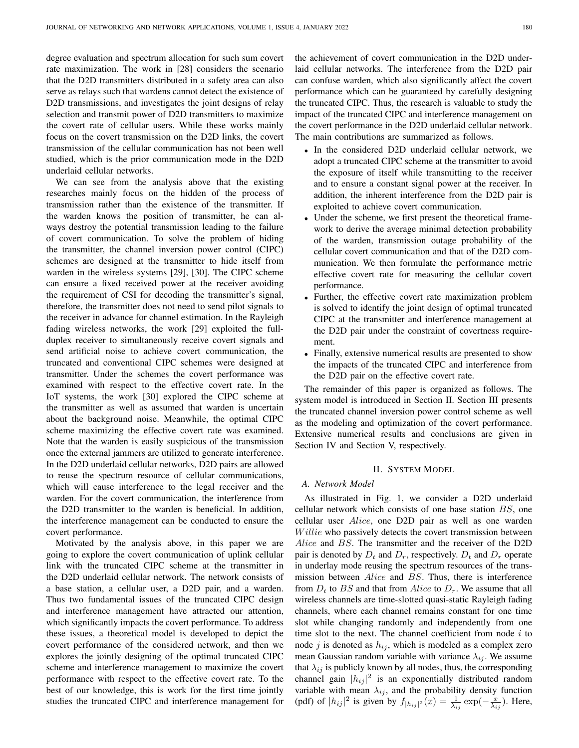degree evaluation and spectrum allocation for such sum covert rate maximization. The work in [28] considers the scenario that the D2D transmitters distributed in a safety area can also serve as relays such that wardens cannot detect the existence of D2D transmissions, and investigates the joint designs of relay selection and transmit power of D2D transmitters to maximize the covert rate of cellular users. While these works mainly focus on the covert transmission on the D2D links, the covert transmission of the cellular communication has not been well studied, which is the prior communication mode in the D2D underlaid cellular networks.

We can see from the analysis above that the existing researches mainly focus on the hidden of the process of transmission rather than the existence of the transmitter. If the warden knows the position of transmitter, he can always destroy the potential transmission leading to the failure of covert communication. To solve the problem of hiding the transmitter, the channel inversion power control (CIPC) schemes are designed at the transmitter to hide itself from warden in the wireless systems [29], [30]. The CIPC scheme can ensure a fixed received power at the receiver avoiding the requirement of CSI for decoding the transmitter's signal, therefore, the transmitter does not need to send pilot signals to the receiver in advance for channel estimation. In the Rayleigh fading wireless networks, the work [29] exploited the full-duplex receiver to simultaneously receive covert signals and send artificial noise to achieve covert communication, the truncated and conventional CIPC schemes were designed at transmitter. Under the schemes the covert performance was examined with respect to the effective covert rate. In the IoT systems, the work [30] explored the CIPC scheme at the transmitter as well as assumed that warden is uncertain about the background noise. Meanwhile, the optimal CIPC scheme maximizing the effective covert rate was examined. Note that the warden is easily suspicious of the transmission once the external jammers are utilized to generate interference. In the D2D underlaid cellular networks, D2D pairs are allowed to reuse the spectrum resource of cellular communications, which will cause interference to the legal receiver and the warden. For the covert communication, the interference from the D2D transmitter to the warden is beneficial. In addition, the interference management can be conducted to ensure the covert performance.

Motivated by the analysis above, in this paper we are going to explore the covert communication of uplink cellular link with the truncated CIPC scheme at the transmitter in the D2D underlaid cellular network. The network consists of a base station, a cellular user, a D2D pair, and a warden. Thus two fundamental issues of the truncated CIPC design and interference management have attracted our attention, which significantly impacts the covert performance. To address these issues, a theoretical model is developed to depict the covert performance of the considered network, and then we explores the jointly designing of the optimal truncated CIPC scheme and interference management to maximize the covert performance with respect to the effective covert rate. To the best of our knowledge, this is work for the first time jointly studies the truncated CIPC and interference management for the achievement of covert communication in the D2D underlaid cellular networks. The interference from the D2D pair can confuse warden, which also significantly affect the covert performance which can be guaranteed by carefully designing the truncated CIPC. Thus, the research is valuable to study the impact of the truncated CIPC and interference management on the covert performance in the D2D underlaid cellular network. The main contributions are summarized as follows.

- In the considered D2D underlaid cellular network, we adopt a truncated CIPC scheme at the transmitter to avoid the exposure of itself while transmitting to the receiver and to ensure a constant signal power at the receiver. In addition, the inherent interference from the D2D pair is exploited to achieve covert communication.
- Under the scheme, we first present the theoretical framework to derive the average minimal detection probability of the warden, transmission outage probability of the cellular covert communication and that of the D2D communication. We then formulate the performance metric effective covert rate for measuring the cellular covert performance.
- Further, the effective covert rate maximization problem is solved to identify the joint design of optimal truncated CIPC at the transmitter and interference management at the D2D pair under the constraint of covertness requirement.
- Finally, extensive numerical results are presented to show the impacts of the truncated CIPC and interference from the D2D pair on the effective covert rate.

The remainder of this paper is organized as follows. The system model is introduced in Section II. Section III presents the truncated channel inversion power control scheme as well as the modeling and optimization of the covert performance. Extensive numerical results and conclusions are given in Section IV and Section V, respectively.

## II. System Model

### A. Network Model

As illustrated in Fig. 1, we consider a D2D underlaid cellular network which consists of one base station $BS$, one cellular user $Alice$, one D2D pair as well as one warden $Willie$ who passively detects the covert transmission between $Alice$ and $BS$. The transmitter and the receiver of the D2D pair is denoted by $D_t$ and $D_r$, respectively. $D_t$ and $D_r$ operate in underlay mode reusing the spectrum resources of the transmission between $Alice$ and $BS$. Thus, there is interference from $D_t$ to $BS$ and that from $Alice$ to $D_r$. We assume that all wireless channels are time-slotted quasi-static Rayleigh fading channels, where each channel remains constant for one time slot while changing randomly and independently from one time slot to the next. The channel coefficient from node $i$ to node $j$ is denoted as $h_{ij}$, which is modeled as a complex zero mean Gaussian random variable with variance $\lambda_{ij}$. We assume that $\lambda_{ij}$ is publicly known by all nodes, thus, the corresponding channel gain $|h_{ij}|^2$ is an exponentially distributed random variable with mean $\lambda_{ij}$, and the probability density function (pdf) of $|h_{ij}|^2$ is given by $f_{|h_{ij}|^2}(x) = \frac{1}{\lambda_{ij}} \exp(-\frac{x}{\lambda_{ij}})$. Here,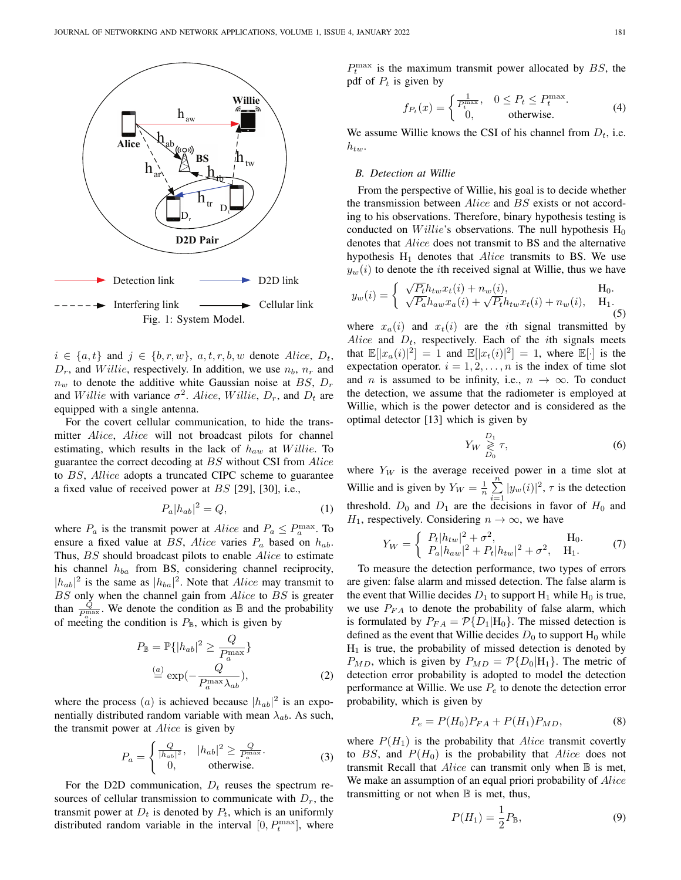Fig. 1: System Model.

$i \in \{a, t\}$ and $j \in \{b, r, w\}$, $a, t, r, b, w$ denote *Alice*, $D_t$, $D_r$, and *Willie*, respectively. In addition, we use $n_b$, $n_r$ and $n_w$ to denote the additive white Gaussian noise at *BS*, $D_r$ and *Willie* with variance $\sigma^2$. *Alice*, *Willie*, $D_r$, and $D_t$ are equipped with a single antenna.

For the covert cellular communication, to hide the transmitter *Alice*, *Alice* will not broadcast pilots for channel estimating, which results in the lack of $h_{aw}$ at *Willie*. To guarantee the correct decoding at *BS* without CSI from *Alice* to *BS*, *Allice* adopts a truncated CIPC scheme to guarantee a fixed value of received power at *BS* [29], [30], i.e.,

$$P_a |h_{ab}|^2 = Q, \tag{1}$$

where $P_a$ is the transmit power at *Alice* and $P_a \leq P_a^{\max}$. To ensure a fixed value at *BS*, *Alice* varies $P_a$ based on $h_{ab}$. Thus, *BS* should broadcast pilots to enable *Alice* to estimate his channel $h_{ba}$ from BS, considering channel reciprocity, $|h_{ab}|^2$ is the same as $|h_{ba}|^2$. Note that *Alice* may transmit to *BS* only when the channel gain from *Alice* to *BS* is greater than $\frac{Q}{P_a^{\max}}$. We denote the condition as $\mathbb{B}$ and the probability of meeting the condition is $P_{\mathbb{B}}$, which is given by

$$\begin{aligned} P_{\mathbb{B}} &= \mathbb{P}\{|h_{ab}|^2 \geq \frac{Q}{P_a^{\max}}\} \\ &\overset{(a)}{=} \exp(-\frac{Q}{P_a^{\max}\lambda_{ab}}), \end{aligned} \tag{2}$$

where the process $(a)$ is achieved because $|h_{ab}|^2$ is an exponentially distributed random variable with mean $\lambda_{ab}$. As such, the transmit power at *Alice* is given by

$$P_a = \begin{cases} \frac{Q}{|h_{ab}|^2}, & |h_{ab}|^2 \geq \frac{Q}{P_a^{\max}}. \\ 0, & \text{otherwise.} \end{cases} \tag{3}$$

For the D2D communication, $D_t$ reuses the spectrum resources of cellular transmission to communicate with $D_r$, the transmit power at $D_t$ is denoted by $P_t$, which is an uniformly distributed random variable in the interval $[0, P_t^{\max}]$, where $P_t^{\max}$ is the maximum transmit power allocated by *BS*, the pdf of $P_t$ is given by

$$f_{P_t}(x) = \begin{cases} \frac{1}{P_t^{\max}}, & 0 \leq P_t \leq P_t^{\max}. \\ 0, & \text{otherwise.} \end{cases} \tag{4}$$

We assume Willie knows the CSI of his channel from $D_t$, i.e. $h_{tw}$.

### B. Detection at Willie

From the perspective of Willie, his goal is to decide whether the transmission between *Alice* and *BS* exists or not according to his observations. Therefore, binary hypothesis testing is conducted on *Willie*'s observations. The null hypothesis $\mathrm{H}_0$ denotes that *Alice* does not transmit to BS and the alternative hypothesis $\mathrm{H}_1$ denotes that *Alice* transmits to BS. We use $y_w(i)$ to denote the $i$th received signal at Willie, thus we have

$$y_w(i) = \begin{cases} \sqrt{P_t} h_{tw} x_t(i) + n_w(i), & \mathrm{H}_0. \\ \sqrt{P_a} h_{aw} x_a(i) + \sqrt{P_t} h_{tw} x_t(i) + n_w(i), & \mathrm{H}_1. \end{cases} \tag{5}$$

where $x_a(i)$ and $x_t(i)$ are the $i$th signal transmitted by *Alice* and $D_t$, respectively. Each of the $i$th signals meets that $\mathbb{E}[|x_a(i)|^2] = 1$ and $\mathbb{E}[|x_t(i)|^2] = 1$, where $\mathbb{E}[\cdot]$ is the expectation operator. $i = 1, 2, \ldots, n$ is the index of time slot and $n$ is assumed to be infinity, i.e., $n \to \infty$. To conduct the detection, we assume that the radiometer is employed at Willie, which is the power detector and is considered as the optimal detector [13] which is given by

$$Y_W \underset{D_0}{\overset{D_1}{\gtrless}} \tau, \tag{6}$$

where $Y_W$ is the average received power in a time slot at Willie and is given by $Y_W = \frac{1}{n}\sum_{i=1}^{n} |y_w(i)|^2$, $\tau$ is the detection threshold. $D_0$ and $D_1$ are the decisions in favor of $H_0$ and $H_1$, respectively. Considering $n \to \infty$, we have

$$Y_W = \begin{cases} P_t |h_{tw}|^2 + \sigma^2, & \mathrm{H}_0. \\ P_a |h_{aw}|^2 + P_t |h_{tw}|^2 + \sigma^2, & \mathrm{H}_1. \end{cases} \tag{7}$$

To measure the detection performance, two types of errors are given: false alarm and missed detection. The false alarm is the event that Willie decides $D_1$ to support $\mathrm{H}_1$ while $\mathrm{H}_0$ is true, we use $P_{FA}$ to denote the probability of false alarm, which is formulated by $P_{FA} = \mathcal{P}\{D_1|\mathrm{H}_0\}$. The missed detection is defined as the event that Willie decides $D_0$ to support $\mathrm{H}_0$ while $\mathrm{H}_1$ is true, the probability of missed detection is denoted by $P_{MD}$, which is given by $P_{MD} = \mathcal{P}\{D_0|\mathrm{H}_1\}$. The metric of detection error probability is adopted to model the detection performance at Willie. We use $P_e$ to denote the detection error probability, which is given by

$$P_e = P(H_0) P_{FA} + P(H_1) P_{MD}, \tag{8}$$

where $P(H_1)$ is the probability that *Alice* transmit covertly to *BS*, and $P(H_0)$ is the probability that *Alice* does not transmit Recall that *Alice* can transmit only when $\mathbb{B}$ is met, We make an assumption of an equal priori probability of *Alice* transmitting or not when $\mathbb{B}$ is met, thus,

$$P(H_1) = \frac{1}{2} P_{\mathbb{B}}, \tag{9}$$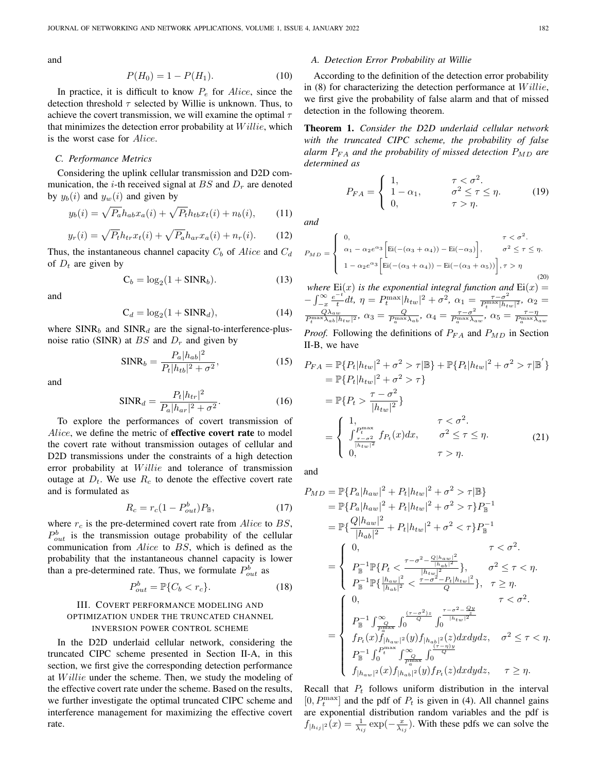and

$$P(H_0) = 1 - P(H_1). \tag{10}$$

In practice, it is difficult to know $P_e$ for $Alice$, since the detection threshold $\tau$ selected by Willie is unknown. Thus, to achieve the covert transmission, we will examine the optimal $\tau$ that minimizes the detection error probability at $Willie$, which is the worst case for $Alice$.

### C. Performance Metrics

Considering the uplink cellular transmission and D2D communication, the $i$-th received signal at $BS$ and $D_r$ are denoted by $y_b(i)$ and $y_w(i)$ and given by

$$y_b(i) = \sqrt{P_a} h_{ab} x_a(i) + \sqrt{P_t} h_{tb} x_t(i) + n_b(i), \tag{11}$$

$$y_r(i) = \sqrt{P_t} h_{tr} x_t(i) + \sqrt{P_a} h_{ar} x_a(i) + n_r(i). \tag{12}$$

Thus, the instantaneous channel capacity $C_b$ of $Alice$ and $C_d$ of $D_t$ are given by

$$\mathrm{C}_b = \log_2(1 + \mathrm{SINR}_b). \tag{13}$$

and

$$\mathrm{C}_d = \log_2(1 + \mathrm{SINR}_d), \tag{14}$$

where $\mathrm{SINR}_b$ and $\mathrm{SINR}_d$ are the signal-to-interference-plus-noise ratio (SINR) at $BS$ and $D_r$ and given by

$$\mathrm{SINR}_b = \frac{P_a |h_{ab}|^2}{P_t |h_{tb}|^2 + \sigma^2}, \tag{15}$$

and

$$\mathrm{SINR}_d = \frac{P_t |h_{tr}|^2}{P_a |h_{ar}|^2 + \sigma^2}. \tag{16}$$

To explore the performances of covert transmission of $Alice$, we define the metric of **effective covert rate** to model the covert rate without transmission outages of cellular and D2D transmissions under the constraints of a high detection error probability at $Willie$ and tolerance of transmission outage at $D_t$. We use $R_c$ to denote the effective covert rate and is formulated as

$$R_c = r_c (1 - P_{out}^b) P_{\mathbb{B}}, \tag{17}$$

where $r_c$ is the pre-determined covert rate from $Alice$ to $BS$, $P_{out}^b$ is the transmission outage probability of the cellular communication from $Alice$ to $BS$, which is defined as the probability that the instantaneous channel capacity is lower than a pre-determined rate. Thus, we formulate $P_{out}^b$ as

$$P_{out}^b = \mathbb{P}\{C_b < r_c\}. \tag{18}$$

## III. Covert Performance Modeling and Optimization Under the Truncated Channel Inversion Power Control Scheme

In the D2D underlaid cellular network, considering the truncated CIPC scheme presented in Section II-A, in this section, we first give the corresponding detection performance at $Willie$ under the scheme. Then, we study the modeling of the effective covert rate under the scheme. Based on the results, we further investigate the optimal truncated CIPC scheme and interference management for maximizing the effective covert rate.

### A. Detection Error Probability at Willie

According to the definition of the detection error probability in (8) for characterizing the detection performance at $Willie$, we first give the probability of false alarm and that of missed detection in the following theorem.

**Theorem 1.** *Consider the D2D underlaid cellular network with the truncated CIPC scheme, the probability of false alarm $P_{FA}$ and the probability of missed detection $P_{MD}$ are determined as*

$$P_{FA} = \begin{cases} 1, & \tau < \sigma^2. \\ 1 - \alpha_1, & \sigma^2 \le \tau \le \eta. \\ 0, & \tau > \eta. \end{cases} \tag{19}$$

*and*

$$P_{MD} = \begin{cases} 0, & \tau < \sigma^2. \\ \alpha_1 - \alpha_2 e^{\alpha_3} \Big[ \mathrm{Ei}(-(\alpha_3 + \alpha_4)) - \mathrm{Ei}(-\alpha_3) \Big], & \sigma^2 \le \tau \le \eta. \\ 1 - \alpha_2 e^{\alpha_3} \Big[ \mathrm{Ei}(-(\alpha_3 + \alpha_4)) - \mathrm{Ei}(-(\alpha_3 + \alpha_5)) \Big], & \tau > \eta \end{cases} \tag{20}$$

*where $\mathrm{Ei}(x)$ is the exponential integral function and $\mathrm{Ei}(x) = -\int_{-x}^{\infty} \frac{e^{-t}}{t} dt$, $\eta = P_t^{\max} |h_{tw}|^2 + \sigma^2$, $\alpha_1 = \frac{\tau - \sigma^2}{P_t^{\max} |h_{tw}|^2}$, $\alpha_2 = \frac{Q \lambda_{aw}}{P_t^{\max} \lambda_{ab} |h_{tw}|^2}$, $\alpha_3 = \frac{Q}{P_a^{\max} \lambda_{ab}}$, $\alpha_4 = \frac{\tau - \sigma^2}{P_a^{\max} \lambda_{aw}}$, $\alpha_5 = \frac{\tau - \eta}{P_a^{\max} \lambda_{aw}}$*

*Proof.* Following the definitions of $P_{FA}$ and $P_{MD}$ in Section II-B, we have

$$\begin{aligned} P_{FA} &= \mathbb{P}\{P_t |h_{tw}|^2 + \sigma^2 > \tau | \mathbb{B}\} + \mathbb{P}\{P_t |h_{tw}|^2 + \sigma^2 > \tau | \mathbb{B}^{'}\} \\ &= \mathbb{P}\{P_t |h_{tw}|^2 + \sigma^2 > \tau\} \\ &= \mathbb{P}\{P_t > \frac{\tau - \sigma^2}{|h_{tw}|^2}\} \\ &= \begin{cases} 1, & \tau < \sigma^2. \\ \int_{\frac{\tau - \sigma^2}{|h_{tw}|^2}}^{P_t^{\max}} f_{P_t}(x) dx, & \sigma^2 \le \tau \le \eta. \\ 0, & \tau > \eta. \end{cases} \end{aligned} \tag{21}$$

and

$$\begin{aligned} P_{MD} &= \mathbb{P}\{P_a |h_{aw}|^2 + P_t |h_{tw}|^2 + \sigma^2 > \tau | \mathbb{B}\} \\ &= \mathbb{P}\{P_a |h_{aw}|^2 + P_t |h_{tw}|^2 + \sigma^2 > \tau\} P_{\mathbb{B}}^{-1} \\ &= \mathbb{P}\{\frac{Q |h_{aw}|^2}{|h_{ab}|^2} + P_t |h_{tw}|^2 + \sigma^2 < \tau\} P_{\mathbb{B}}^{-1} \\ &= \begin{cases} 0, & \tau < \sigma^2. \\ P_{\mathbb{B}}^{-1} \mathbb{P}\{P_t < \frac{\tau - \sigma^2 - \frac{Q |h_{aw}|^2}{|h_{ab}|^2}}{|h_{tw}|^2}\}, & \sigma^2 \le \tau < \eta. \\ P_{\mathbb{B}}^{-1} \mathbb{P}\{\frac{|h_{aw}|^2}{|h_{ab}|^2} < \frac{\tau - \sigma^2 - P_t |h_{tw}|^2}{Q}\}, & \tau \ge \eta. \end{cases} \\ &= \begin{cases} 0, & \tau < \sigma^2. \\ P_{\mathbb{B}}^{-1} \int_{\frac{Q}{P_a^{\max}}}^{\infty} \int_0^{\frac{(\tau - \sigma^2) z}{Q}} \int_0^{\frac{\tau - \sigma^2 - \frac{Q y}{z}}{|h_{tw}|^2}} f_{P_t}(x) f_{|h_{aw}|^2}(y) f_{|h_{ab}|^2}(z) dx dy dz, & \sigma^2 \le \tau < \eta. \\ P_{\mathbb{B}}^{-1} \int_0^{P_t^{\max}} \int_{\frac{Q}{P_a^{\max}}}^{\infty} \int_0^{\frac{(\tau - \eta) y}{Q}} f_{|h_{aw}|^2}(x) f_{|h_{ab}|^2}(y) f_{P_t}(z) dx dy dz, & \tau \ge \eta. \end{cases} \end{aligned}$$

Recall that $P_t$ follows uniform distribution in the interval $[0, P_t^{\max}]$ and the pdf of $P_t$ is given in (4). All channel gains are exponential distribution random variables and the pdf is $f_{|h_{ij}|^2}(x) = \frac{1}{\lambda_{ij}} \exp(-\frac{x}{\lambda_{ij}})$. With these pdfs we can solve the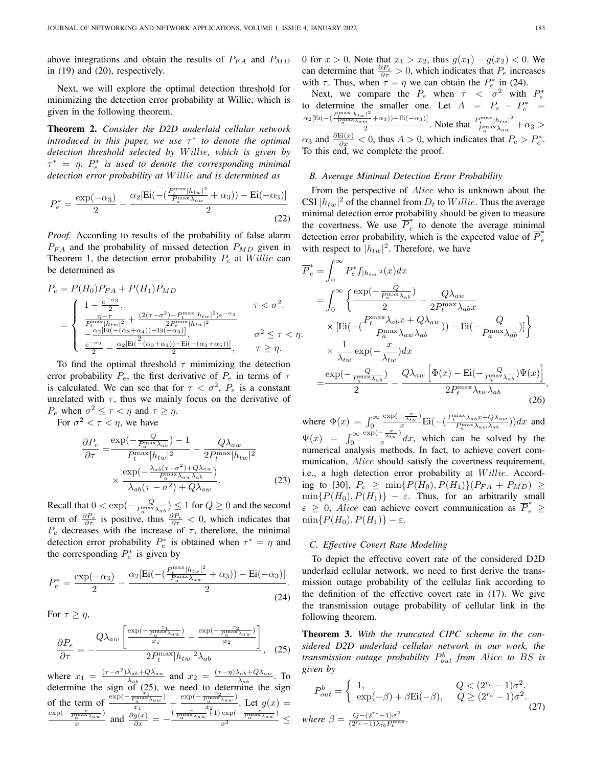above integrations and obtain the results of $P_{FA}$ and $P_{MD}$ in (19) and (20), respectively.

Next, we will explore the optimal detection threshold for minimizing the detection error probability at Willie, which is given in the following theorem.

**Theorem 2.** *Consider the D2D underlaid cellular network introduced in this paper, we use $\tau^*$ to denote the optimal detection threshold selected by $Willie$, which is given by $\tau^* = \eta$. $P_e^*$ is used to denote the corresponding minimal detection error probability at $Willie$ and is determined as*

$$P_e^* = \frac{\exp(-\alpha_3)}{2} - \frac{\alpha_2[\mathrm{Ei}(-(\frac{P_t^{\max}|h_{tw}|^2}{P_a^{\max}\lambda_{aw}} + \alpha_3)) - \mathrm{Ei}(-\alpha_3)]}{2} \tag{22}$$

*Proof.* According to results of the probability of false alarm $P_{FA}$ and the probability of missed detection $P_{MD}$ given in Theorem 1, the detection error probability $P_e$ at $Willie$ can be determined as

$$\begin{aligned}
P_e &= P(H_0)P_{FA} + P(H_1)P_{MD} \\
&= \begin{cases}
1 - \frac{e^{-\alpha_3}}{2}, & \tau < \sigma^2. \\
\frac{\eta-\tau}{P_t^{\max}|h_{tw}|^2} + \frac{(2(\tau-\sigma^2)-P_t^{\max}|h_{tw}|^2)e^{-\alpha_3}}{2P_t^{\max}|h_{tw}|^2} \\
\quad - \frac{\alpha_2[\mathrm{Ei}(-(\alpha_3+\alpha_4))-\mathrm{Ei}(-\alpha_3)]}{2}, & \sigma^2 \le \tau < \eta. \\
\frac{e^{-\alpha_3}}{2} - \frac{\alpha_2[\mathrm{Ei}(-(\alpha_3+\alpha_4))-\mathrm{Ei}(-(\alpha_3+\alpha_5))]}{2}, & \tau \ge \eta.
\end{cases}
\end{aligned}$$

To find the optimal threshold $\tau$ minimizing the detection error probability $P_e$, the first derivative of $P_e$ in terms of $\tau$ is calculated. We can see that for $\tau < \sigma^2$, $P_e$ is a constant unrelated with $\tau$, thus we mainly focus on the derivative of $P_e$ when $\sigma^2 \le \tau < \eta$ and $\tau \ge \eta$.

For $\sigma^2 < \tau < \eta$, we have

$$\begin{aligned}
\frac{\partial P_e}{\partial \tau} =& \frac{\exp(-\frac{Q}{P_a^{\max}\lambda_{ab}}) - 1}{P_t^{\max}|h_{tw}|^2} - \frac{Q\lambda_{aw}}{2P_t^{\max}|h_{tw}|^2} \\
&\times \frac{\exp(-\frac{\lambda_{ab}(\tau-\sigma^2)+Q\lambda_{aw}}{P_a^{\max}\lambda_{aw}\lambda_{ab}})}{\lambda_{ab}(\tau-\sigma^2)+Q\lambda_{aw}}.
\end{aligned} \tag{23}$$

Recall that $0 < \exp(-\frac{Q}{P_a^{\max}\lambda_{ab}}) \le 1$ for $Q \ge 0$ and the second term of $\frac{\partial P_e}{\partial \tau}$ is positive, thus $\frac{\partial P_e}{\partial \tau} < 0$, which indicates that $P_e$ decreases with the increase of $\tau$, therefore, the minimal detection error probability $P_e^*$ is obtained when $\tau^* = \eta$ and the corresponding $P_e^*$ is given by

$$P_e^* = \frac{\exp(-\alpha_3)}{2} - \frac{\alpha_2[\mathrm{Ei}(-(\frac{P_t^{\max}|h_{tw}|^2}{P_a^{\max}\lambda_{aw}} + \alpha_3)) - \mathrm{Ei}(-\alpha_3)]}{2}. \tag{24}$$

For $\tau \ge \eta$,

$$\frac{\partial P_e}{\partial \tau} = -\frac{Q\lambda_{aw}\left[\frac{\exp(-\frac{x_1}{P_a^{\max}\lambda_{aw}})}{x_1} - \frac{\exp(-\frac{x_2}{P_a^{\max}\lambda_{aw}})}{x_2}\right]}{2P_t^{\max}|h_{tw}|^2\lambda_{ab}}, \tag{25}$$

where $x_1 = \frac{(\tau-\sigma^2)\lambda_{ab}+Q\lambda_{aw}}{\lambda_{ab}}$ and $x_2 = \frac{(\tau-\eta)\lambda_{ab}+Q\lambda_{aw}}{\lambda_{ab}}$. To determine the sign of (25), we need to determine the sign of the term of $\frac{\exp(-\frac{x_1}{P_a^{\max}\lambda_{aw}})}{x_1} - \frac{\exp(-\frac{x_2}{P_a^{\max}\lambda_{aw}})}{x_2}$. Let $g(x) = \frac{\exp(-\frac{x}{P_a^{\max}\lambda_{aw}})}{x}$ and $\frac{\partial g(x)}{\partial x} = -\frac{(\frac{x}{P_a^{\max}\lambda_{aw}}+1)\exp(-\frac{x}{P_a^{\max}\lambda_{aw}})}{x^2} \le 0$ for $x > 0$. Note that $x_1 > x_2$, thus $g(x_1) - g(x_2) < 0$. We can determine that $\frac{\partial P_e}{\partial \tau} > 0$, which indicates that $P_e$ increases with $\tau$. Thus, when $\tau = \eta$ we can obtain the $P_e^*$ in (24).

Next, we compare the $P_e$ when $\tau < \sigma^2$ with $P_e^*$ to determine the smaller one. Let $A = P_e - P_e^* = \frac{\alpha_2[\mathrm{Ei}(-(\frac{P_t^{\max}|h_{tw}|^2}{P_a^{\max}\lambda_{aw}}+\alpha_3))-\mathrm{Ei}(-\alpha_3)]}{2}$. Note that $\frac{P_t^{\max}|h_{tw}|^2}{P_a^{\max}\lambda_{aw}} + \alpha_3 > \alpha_3$ and $\frac{\partial \mathrm{Ei}(x)}{\partial x} < 0$, thus $A > 0$, which indicates that $P_e > P_e^*$. To this end, we complete the proof.

### B. Average Minimal Detection Error Probability

From the perspective of $Alice$ who is unknown about the CSI $|h_{tw}|^2$ of the channel from $D_t$ to $Willie$. Thus the average minimal detection error probability should be given to measure the covertness. We use $\overline{P}_e^*$ to denote the average minimal detection error probability, which is the expected value of $\overline{P}_e^*$ with respect to $|h_{tw}|^2$. Therefore, we have

$$\begin{aligned}
\overline{P}_e^* =& \int_0^\infty P_e^* f_{|h_{tw}|^2}(x)dx \\
=& \int_0^\infty \left\{ \frac{\exp(-\frac{Q}{P_a^{\max}\lambda_{ab}})}{2} - \frac{Q\lambda_{aw}}{2P_t^{\max}\lambda_{ab}x} \right. \\
&\times [\mathrm{Ei}(-(\frac{P_t^{\max}\lambda_{ab}x + Q\lambda_{aw}}{P_a^{\max}\lambda_{aw}\lambda_{ab}})) - \mathrm{Ei}(-\frac{Q}{P_a^{\max}\lambda_{ab}})] \Bigg\} \\
&\times \frac{1}{\lambda_{tw}}\exp(-\frac{x}{\lambda_{tw}})dx \\
=& \frac{\exp(-\frac{Q}{P_a^{\max}\lambda_{ab}})}{2} - \frac{Q\lambda_{aw}\left[\Phi(x) - \mathrm{Ei}(-\frac{Q}{P_a^{\max}\lambda_{ab}})\Psi(x)\right]}{2P_t^{\max}\lambda_{tw}\lambda_{ab}},
\end{aligned} \tag{26}$$

where $\Phi(x) = \int_0^\infty \frac{\exp(-\frac{x}{\lambda_{tw}})}{x}\mathrm{Ei}(-(\frac{P_t^{\max}\lambda_{ab}x+Q\lambda_{aw}}{P_a^{\max}\lambda_{aw}\lambda_{ab}}))dx$ and $\Psi(x) = \int_0^\infty \frac{\exp(-\frac{x}{\lambda_{tw}})}{x}dx$, which can be solved by the numerical analysis methods. In fact, to achieve covert communication, $Alice$ should satisfy the covertness requirement, i.e., a high detection error probability at $Willie$. According to [30], $P_e \ge \min\{P(H_0), P(H_1)\}(P_{FA} + P_{MD}) \ge \min\{P(H_0), P(H_1)\} - \varepsilon$. Thus, for an arbitrarily small $\varepsilon \ge 0$, $Alice$ can achieve covert communication as $\overline{P}_e^* \ge \min\{P(H_0), P(H_1)\} - \varepsilon$.

### C. Effective Covert Rate Modeling

To depict the effective covert rate of the considered D2D underlaid cellular network, we need to first derive the transmission outage probability of the cellular link according to the definition of the effective covert rate in (17). We give the transmission outage probability of cellular link in the following theorem.

**Theorem 3.** *With the truncated CIPC scheme in the considered D2D underlaid cellular network in our work, the transmission outage probability $P_{out}^b$ from Alice to BS is given by*

$$P_{out}^b = \begin{cases}
1, & Q < (2^{r_c}-1)\sigma^2. \\
\exp(-\beta) + \beta\mathrm{Ei}(-\beta), & Q \ge (2^{r_c}-1)\sigma^2.
\end{cases} \tag{27}$$

*where $\beta = \frac{Q-(2^{r_c}-1)\sigma^2}{(2^{r_c}-1)\lambda_{tb}P_t^{\max}}$.*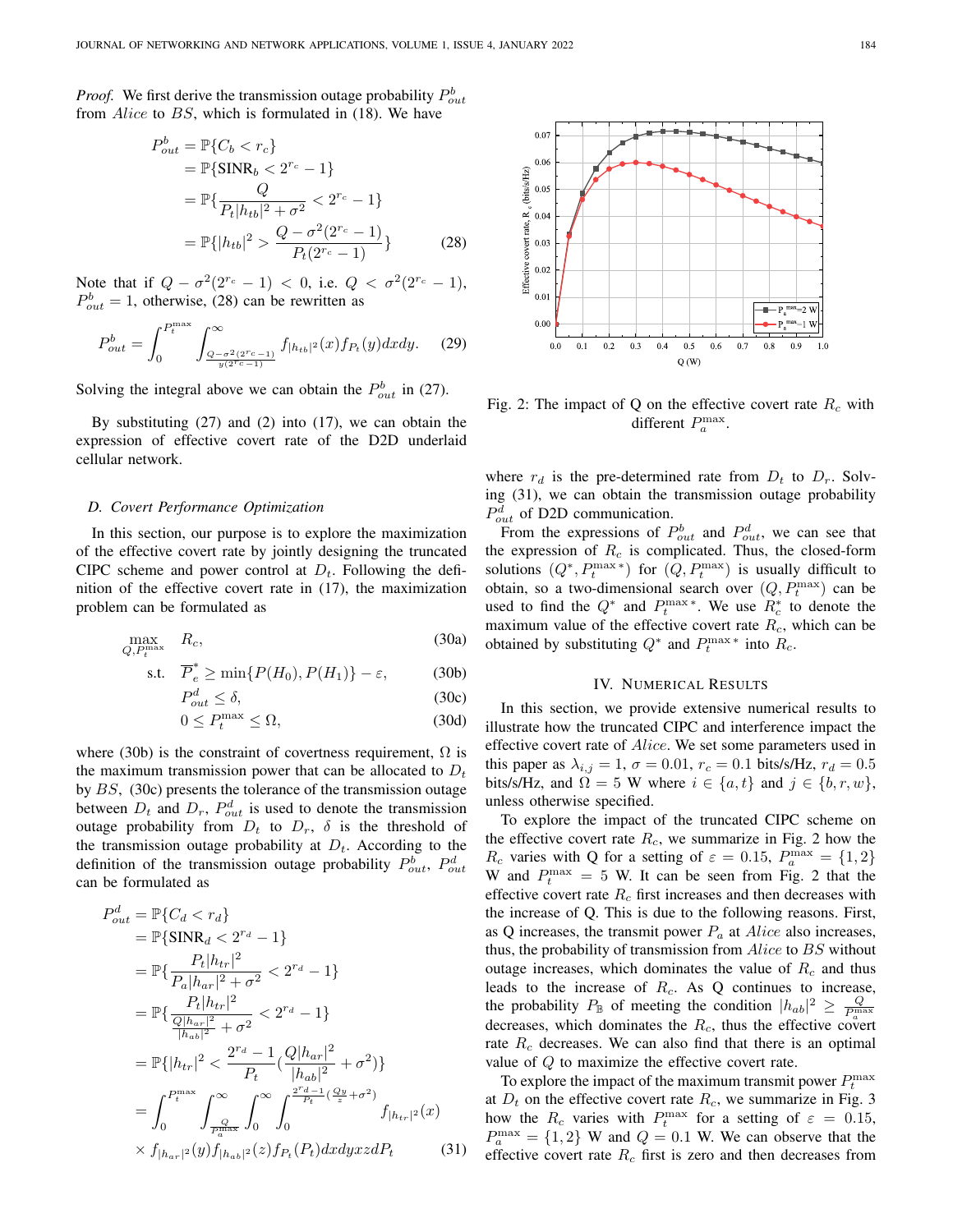*Proof.* We first derive the transmission outage probability $P_{out}^b$ from *Alice* to $BS$, which is formulated in (18). We have

$$
\begin{aligned}
P_{out}^b &= \mathbb{P}\{C_b < r_c\} \\
&= \mathbb{P}\{\text{SINR}_b < 2^{r_c} - 1\} \\
&= \mathbb{P}\{\frac{Q}{P_t|h_{tb}|^2 + \sigma^2} < 2^{r_c} - 1\} \\
&= \mathbb{P}\{|h_{tb}|^2 > \frac{Q - \sigma^2(2^{r_c} - 1)}{P_t(2^{r_c} - 1)}\}
\end{aligned} \tag{28}
$$

Note that if $Q - \sigma^2(2^{r_c} - 1) < 0$, i.e. $Q < \sigma^2(2^{r_c} - 1)$, $P_{out}^b = 1$, otherwise, (28) can be rewritten as

$$
P_{out}^b = \int_0^{P_t^{\max}} \int_{\frac{Q - \sigma^2(2^{r_c}-1)}{y(2^{r_c}-1)}}^{\infty} f_{|h_{tb}|^2}(x) f_{P_t}(y) dx dy. \tag{29}
$$

Solving the integral above we can obtain the $P_{out}^b$ in (27).

By substituting (27) and (2) into (17), we can obtain the expression of effective covert rate of the D2D underlaid cellular network.

### D. Covert Performance Optimization

In this section, our purpose is to explore the maximization of the effective covert rate by jointly designing the truncated CIPC scheme and power control at $D_t$. Following the definition of the effective covert rate in (17), the maximization problem can be formulated as

$$
\max_{Q, P_t^{\max}} \quad R_c, \tag{30a}
$$

$$
\text{s.t.} \quad \overline{P}_e^* \geq \min\{P(H_0), P(H_1)\} - \varepsilon, \tag{30b}
$$

$$
P_{out}^d \leq \delta, \tag{30c}
$$

$$
0 \leq P_t^{\max} \leq \Omega, \tag{30d}
$$

where (30b) is the constraint of covertness requirement, $\Omega$ is the maximum transmission power that can be allocated to $D_t$ by $BS$, (30c) presents the tolerance of the transmission outage between $D_t$ and $D_r$, $P_{out}^d$ is used to denote the transmission outage probability from $D_t$ to $D_r$, $\delta$ is the threshold of the transmission outage probability at $D_t$. According to the definition of the transmission outage probability $P_{out}^b$, $P_{out}^d$ can be formulated as

$$
\begin{aligned}
P_{out}^d &= \mathbb{P}\{C_d < r_d\} \\
&= \mathbb{P}\{\text{SINR}_d < 2^{r_d} - 1\} \\
&= \mathbb{P}\{\frac{P_t|h_{tr}|^2}{P_a|h_{ar}|^2 + \sigma^2} < 2^{r_d} - 1\} \\
&= \mathbb{P}\{\frac{P_t|h_{tr}|^2}{\frac{Q|h_{ar}|^2}{|h_{ab}|^2} + \sigma^2} < 2^{r_d} - 1\} \\
&= \mathbb{P}\{|h_{tr}|^2 < \frac{2^{r_d} - 1}{P_t}(\frac{Q|h_{ar}|^2}{|h_{ab}|^2} + \sigma^2)\} \\
&= \int_0^{P_t^{\max}} \int_{\frac{Q}{P_a^{\max}}}^{\infty} \int_0^{\infty} \int_0^{\frac{2^{r_d}-1}{P_t}(\frac{Qy}{z} + \sigma^2)} f_{|h_{tr}|^2}(x) \\
&\quad \times f_{|h_{ar}|^2}(y) f_{|h_{ab}|^2}(z) f_{P_t}(P_t) dx dy x z d P_t
\end{aligned} \tag{31}
$$

Fig. 2: The impact of Q on the effective covert rate $R_c$ with different $P_a^{\max}$.

where $r_d$ is the pre-determined rate from $D_t$ to $D_r$. Solving (31), we can obtain the transmission outage probability $P_{out}^d$ of D2D communication.

From the expressions of $P_{out}^b$ and $P_{out}^d$, we can see that the expression of $R_c$ is complicated. Thus, the closed-form solutions $(Q^*, P_t^{\max *})$ for $(Q, P_t^{\max})$ is usually difficult to obtain, so a two-dimensional search over $(Q, P_t^{\max})$ can be used to find the $Q^*$ and $P_t^{\max *}$. We use $R_c^*$ to denote the maximum value of the effective covert rate $R_c$, which can be obtained by substituting $Q^*$ and $P_t^{\max *}$ into $R_c$.

## IV. Numerical Results

In this section, we provide extensive numerical results to illustrate how the truncated CIPC and interference impact the effective covert rate of *Alice*. We set some parameters used in this paper as $\lambda_{i,j} = 1$, $\sigma = 0.01$, $r_c = 0.1$ bits/s/Hz, $r_d = 0.5$ bits/s/Hz, and $\Omega = 5$ W where $i \in \{a, t\}$ and $j \in \{b, r, w\}$, unless otherwise specified.

To explore the impact of the truncated CIPC scheme on the effective covert rate $R_c$, we summarize in Fig. 2 how the $R_c$ varies with Q for a setting of $\varepsilon = 0.15$, $P_a^{\max} = \{1, 2\}$ W and $P_t^{\max} = 5$ W. It can be seen from Fig. 2 that the effective covert rate $R_c$ first increases and then decreases with the increase of Q. This is due to the following reasons. First, as Q increases, the transmit power $P_a$ at *Alice* also increases, thus, the probability of transmission from *Alice* to $BS$ without outage increases, which dominates the value of $R_c$ and thus leads to the increase of $R_c$. As Q continues to increase, the probability $P_{\mathbb{B}}$ of meeting the condition $|h_{ab}|^2 \geq \frac{Q}{P_a^{\max}}$ decreases, which dominates the $R_c$, thus the effective covert rate $R_c$ decreases. We can also find that there is an optimal value of $Q$ to maximize the effective covert rate.

To explore the impact of the maximum transmit power $P_t^{\max}$ at $D_t$ on the effective covert rate $R_c$, we summarize in Fig. 3 how the $R_c$ varies with $P_t^{\max}$ for a setting of $\varepsilon = 0.15$, $P_a^{\max} = \{1, 2\}$ W and $Q = 0.1$ W. We can observe that the effective covert rate $R_c$ first is zero and then decreases from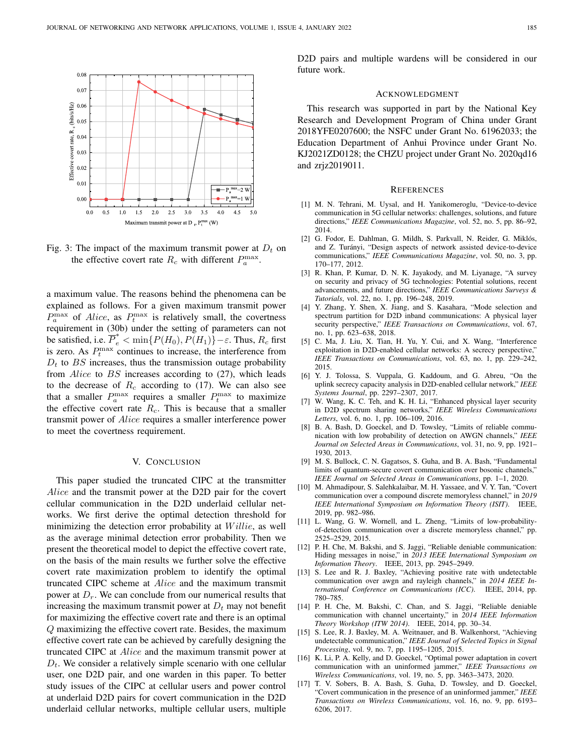Fig. 3: The impact of the maximum transmit power at $D_t$ on the effective covert rate $R_c$ with different $P_a^{\max}$.

a maximum value. The reasons behind the phenomena can be explained as follows. For a given maximum transmit power $P_a^{\max}$ of $Alice$, as $P_t^{\max}$ is relatively small, the covertness requirement in (30b) under the setting of parameters can not be satisfied, i.e. $\overline{P}_e^* < \min\{P(H_0), P(H_1)\} - \varepsilon$. Thus, $R_c$ first is zero. As $P_t^{\max}$ continues to increase, the interference from $D_t$ to $BS$ increases, thus the transmission outage probability from $Alice$ to $BS$ increases according to (27), which leads to the decrease of $R_c$ according to (17). We can also see that a smaller $P_a^{\max}$ requires a smaller $P_t^{\max}$ to maximize the effective covert rate $R_c$. This is because that a smaller transmit power of $Alice$ requires a smaller interference power to meet the covertness requirement.

## V. Conclusion

This paper studied the truncated CIPC at the transmitter $Alice$ and the transmit power at the D2D pair for the covert cellular communication in the D2D underlaid cellular networks. We first derive the optimal detection threshold for minimizing the detection error probability at $Willie$, as well as the average minimal detection error probability. Then we present the theoretical model to depict the effective covert rate, on the basis of the main results we further solve the effective covert rate maximization problem to identify the optimal truncated CIPC scheme at $Alice$ and the maximum transmit power at $D_r$. We can conclude from our numerical results that increasing the maximum transmit power at $D_t$ may not benefit for maximizing the effective covert rate and there is an optimal $Q$ maximizing the effective covert rate. Besides, the maximum effective covert rate can be achieved by carefully designing the truncated CIPC at $Alice$ and the maximum transmit power at $D_t$. We consider a relatively simple scenario with one cellular user, one D2D pair, and one warden in this paper. To better study issues of the CIPC at cellular users and power control at underlaid D2D pairs for covert communication in the D2D underlaid cellular networks, multiple cellular users, multiple D2D pairs and multiple wardens will be considered in our future work.

## Acknowledgment

This research was supported in part by the National Key Research and Development Program of China under Grant 2018YFE0207600; the NSFC under Grant No. 61962033; the Education Department of Anhui Province under Grant No. KJ2021ZD0128; the CHZU project under Grant No. 2020qd16 and zrjz2019011.

## References

[1] M. N. Tehrani, M. Uysal, and H. Yanikomeroglu, "Device-to-device communication in 5G cellular networks: challenges, solutions, and future directions," *IEEE Communications Magazine*, vol. 52, no. 5, pp. 86–92, 2014.

[2] G. Fodor, E. Dahlman, G. Mildh, S. Parkvall, N. Reider, G. Miklós, and Z. Turányi, "Design aspects of network assisted device-to-device communications," *IEEE Communications Magazine*, vol. 50, no. 3, pp. 170–177, 2012.

[3] R. Khan, P. Kumar, D. N. K. Jayakody, and M. Liyanage, "A survey on security and privacy of 5G technologies: Potential solutions, recent advancements, and future directions," *IEEE Communications Surveys & Tutorials*, vol. 22, no. 1, pp. 196–248, 2019.

[4] Y. Zhang, Y. Shen, X. Jiang, and S. Kasahara, "Mode selection and spectrum partition for D2D inband communications: A physical layer security perspective," *IEEE Transactions on Communications*, vol. 67, no. 1, pp. 623–638, 2018.

[5] C. Ma, J. Liu, X. Tian, H. Yu, Y. Cui, and X. Wang, "Interference exploitation in D2D-enabled cellular networks: A secrecy perspective," *IEEE Transactions on Communications*, vol. 63, no. 1, pp. 229–242, 2015.

[6] Y. J. Tolossa, S. Vuppala, G. Kaddoum, and G. Abreu, "On the uplink secrecy capacity analysis in D2D-enabled cellular network," *IEEE Systems Journal*, pp. 2297–2307, 2017.

[7] W. Wang, K. C. Teh, and K. H. Li, "Enhanced physical layer security in D2D spectrum sharing networks," *IEEE Wireless Communications Letters*, vol. 6, no. 1, pp. 106–109, 2016.

[8] B. A. Bash, D. Goeckel, and D. Towsley, "Limits of reliable communication with low probability of detection on AWGN channels," *IEEE Journal on Selected Areas in Communications*, vol. 31, no. 9, pp. 1921–1930, 2013.

[9] M. S. Bullock, C. N. Gagatsos, S. Guha, and B. A. Bash, "Fundamental limits of quantum-secure covert communication over bosonic channels," *IEEE Journal on Selected Areas in Communications*, pp. 1–1, 2020.

[10] M. Ahmadipour, S. Salehkalaibar, M. H. Yassaee, and V. Y. Tan, "Covert communication over a compound discrete memoryless channel," in *2019 IEEE International Symposium on Information Theory (ISIT)*. IEEE, 2019, pp. 982–986.

[11] L. Wang, G. W. Wornell, and L. Zheng, "Limits of low-probability-of-detection communication over a discrete memoryless channel," pp. 2525–2529, 2015.

[12] P. H. Che, M. Bakshi, and S. Jaggi, "Reliable deniable communication: Hiding messages in noise," in *2013 IEEE International Symposium on Information Theory*. IEEE, 2013, pp. 2945–2949.

[13] S. Lee and R. J. Baxley, "Achieving positive rate with undetectable communication over awgn and rayleigh channels," in *2014 IEEE International Conference on Communications (ICC)*. IEEE, 2014, pp. 780–785.

[14] P. H. Che, M. Bakshi, C. Chan, and S. Jaggi, "Reliable deniable communication with channel uncertainty," in *2014 IEEE Information Theory Workshop (ITW 2014)*. IEEE, 2014, pp. 30–34.

[15] S. Lee, R. J. Baxley, M. A. Weitnauer, and B. Walkenhorst, "Achieving undetectable communication," *IEEE Journal of Selected Topics in Signal Processing*, vol. 9, no. 7, pp. 1195–1205, 2015.

[16] K. Li, P. A. Kelly, and D. Goeckel, "Optimal power adaptation in covert communication with an uninformed jammer," *IEEE Transactions on Wireless Communications*, vol. 19, no. 5, pp. 3463–3473, 2020.

[17] T. V. Sobers, B. A. Bash, S. Guha, D. Towsley, and D. Goeckel, "Covert communication in the presence of an uninformed jammer," *IEEE Transactions on Wireless Communications*, vol. 16, no. 9, pp. 6193–6206, 2017.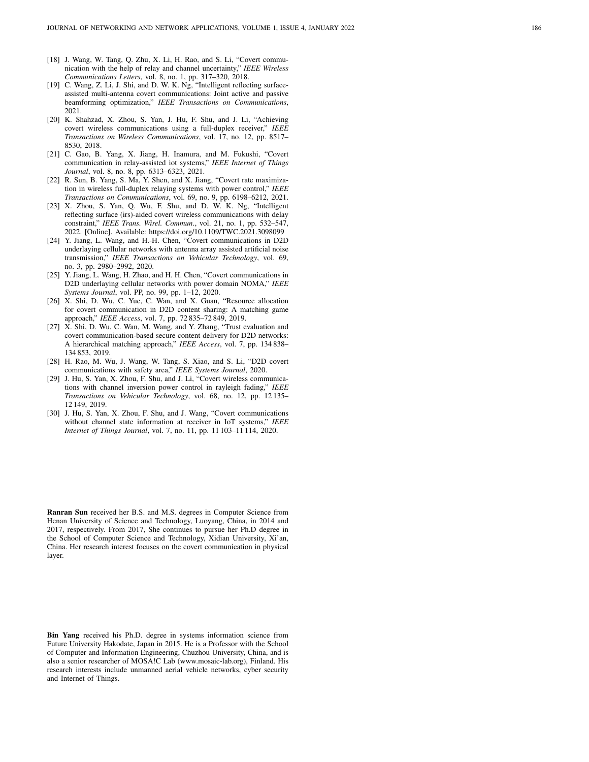[18] J. Wang, W. Tang, Q. Zhu, X. Li, H. Rao, and S. Li, "Covert communication with the help of relay and channel uncertainty," *IEEE Wireless Communications Letters*, vol. 8, no. 1, pp. 317–320, 2018.

[19] C. Wang, Z. Li, J. Shi, and D. W. K. Ng, "Intelligent reflecting surface-assisted multi-antenna covert communications: Joint active and passive beamforming optimization," *IEEE Transactions on Communications*, 2021.

[20] K. Shahzad, X. Zhou, S. Yan, J. Hu, F. Shu, and J. Li, "Achieving covert wireless communications using a full-duplex receiver," *IEEE Transactions on Wireless Communications*, vol. 17, no. 12, pp. 8517–8530, 2018.

[21] C. Gao, B. Yang, X. Jiang, H. Inamura, and M. Fukushi, "Covert communication in relay-assisted iot systems," *IEEE Internet of Things Journal*, vol. 8, no. 8, pp. 6313–6323, 2021.

[22] R. Sun, B. Yang, S. Ma, Y. Shen, and X. Jiang, "Covert rate maximization in wireless full-duplex relaying systems with power control," *IEEE Transactions on Communications*, vol. 69, no. 9, pp. 6198–6212, 2021.

[23] X. Zhou, S. Yan, Q. Wu, F. Shu, and D. W. K. Ng, "Intelligent reflecting surface (irs)-aided covert wireless communications with delay constraint," *IEEE Trans. Wirel. Commun.*, vol. 21, no. 1, pp. 532–547, 2022. [Online]. Available: https://doi.org/10.1109/TWC.2021.3098099

[24] Y. Jiang, L. Wang, and H.-H. Chen, "Covert communications in D2D underlaying cellular networks with antenna array assisted artificial noise transmission," *IEEE Transactions on Vehicular Technology*, vol. 69, no. 3, pp. 2980–2992, 2020.

[25] Y. Jiang, L. Wang, H. Zhao, and H. H. Chen, "Covert communications in D2D underlaying cellular networks with power domain NOMA," *IEEE Systems Journal*, vol. PP, no. 99, pp. 1–12, 2020.

[26] X. Shi, D. Wu, C. Yue, C. Wan, and X. Guan, "Resource allocation for covert communication in D2D content sharing: A matching game approach," *IEEE Access*, vol. 7, pp. 72 835–72 849, 2019.

[27] X. Shi, D. Wu, C. Wan, M. Wang, and Y. Zhang, "Trust evaluation and covert communication-based secure content delivery for D2D networks: A hierarchical matching approach," *IEEE Access*, vol. 7, pp. 134 838–134 853, 2019.

[28] H. Rao, M. Wu, J. Wang, W. Tang, S. Xiao, and S. Li, "D2D covert communications with safety area," *IEEE Systems Journal*, 2020.

[29] J. Hu, S. Yan, X. Zhou, F. Shu, and J. Li, "Covert wireless communications with channel inversion power control in rayleigh fading," *IEEE Transactions on Vehicular Technology*, vol. 68, no. 12, pp. 12 135–12 149, 2019.

[30] J. Hu, S. Yan, X. Zhou, F. Shu, and J. Wang, "Covert communications without channel state information at receiver in IoT systems," *IEEE Internet of Things Journal*, vol. 7, no. 11, pp. 11 103–11 114, 2020.

**Ranran Sun** received her B.S. and M.S. degrees in Computer Science from Henan University of Science and Technology, Luoyang, China, in 2014 and 2017, respectively. From 2017, She continues to pursue her Ph.D degree in the School of Computer Science and Technology, Xidian University, Xi'an, China. Her research interest focuses on the covert communication in physical layer.

**Bin Yang** received his Ph.D. degree in systems information science from Future University Hakodate, Japan in 2015. He is a Professor with the School of Computer and Information Engineering, Chuzhou University, China, and is also a senior researcher of MOSA!C Lab (www.mosaic-lab.org), Finland. His research interests include unmanned aerial vehicle networks, cyber security and Internet of Things.